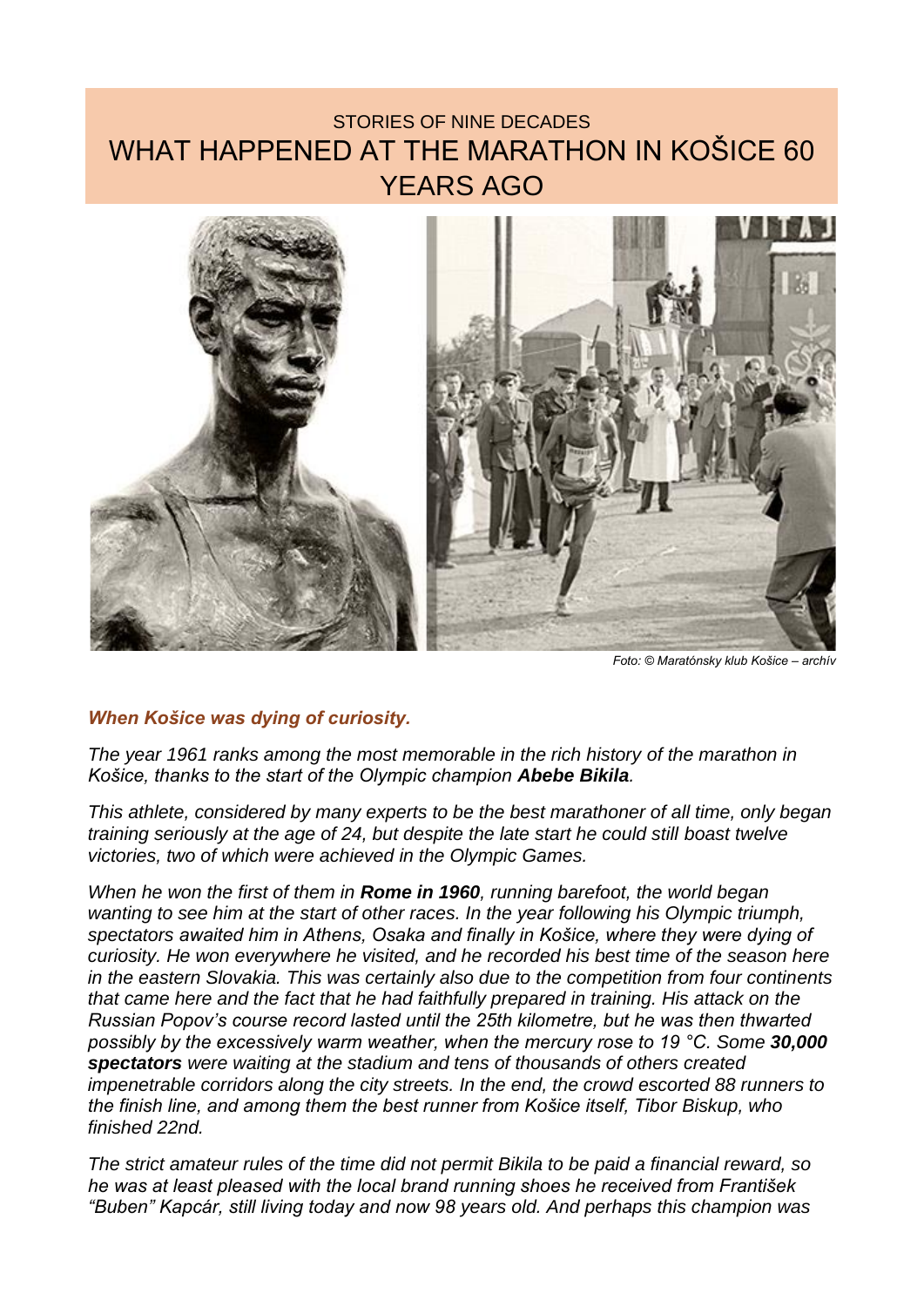# STORIES OF NINE DECADES

# WHAT HAPPENED AT THE MARATHON IN KOŠICE 60 YEARS AGO

*Foto: © Maratónsky klub Košice – archív*

## *When Košice was dying of curiosity.*

*The year 1961 ranks among the most memorable in the rich history of the marathon in Košice, thanks to the start of the Olympic champion **Abebe Bikila**.*

*This athlete, considered by many experts to be the best marathoner of all time, only began training seriously at the age of 24, but despite the late start he could still boast twelve victories, two of which were achieved in the Olympic Games.*

*When he won the first of them in **Rome in 1960**, running barefoot, the world began wanting to see him at the start of other races. In the year following his Olympic triumph, spectators awaited him in Athens, Osaka and finally in Košice, where they were dying of curiosity. He won everywhere he visited, and he recorded his best time of the season here in the eastern Slovakia. This was certainly also due to the competition from four continents that came here and the fact that he had faithfully prepared in training. His attack on the Russian Popov's course record lasted until the 25th kilometre, but he was then thwarted possibly by the excessively warm weather, when the mercury rose to 19 °C. Some **30,000 spectators** were waiting at the stadium and tens of thousands of others created impenetrable corridors along the city streets. In the end, the crowd escorted 88 runners to the finish line, and among them the best runner from Košice itself, Tibor Biskup, who finished 22nd.*

*The strict amateur rules of the time did not permit Bikila to be paid a financial reward, so he was at least pleased with the local brand running shoes he received from František "Buben" Kapcár, still living today and now 98 years old. And perhaps this champion was*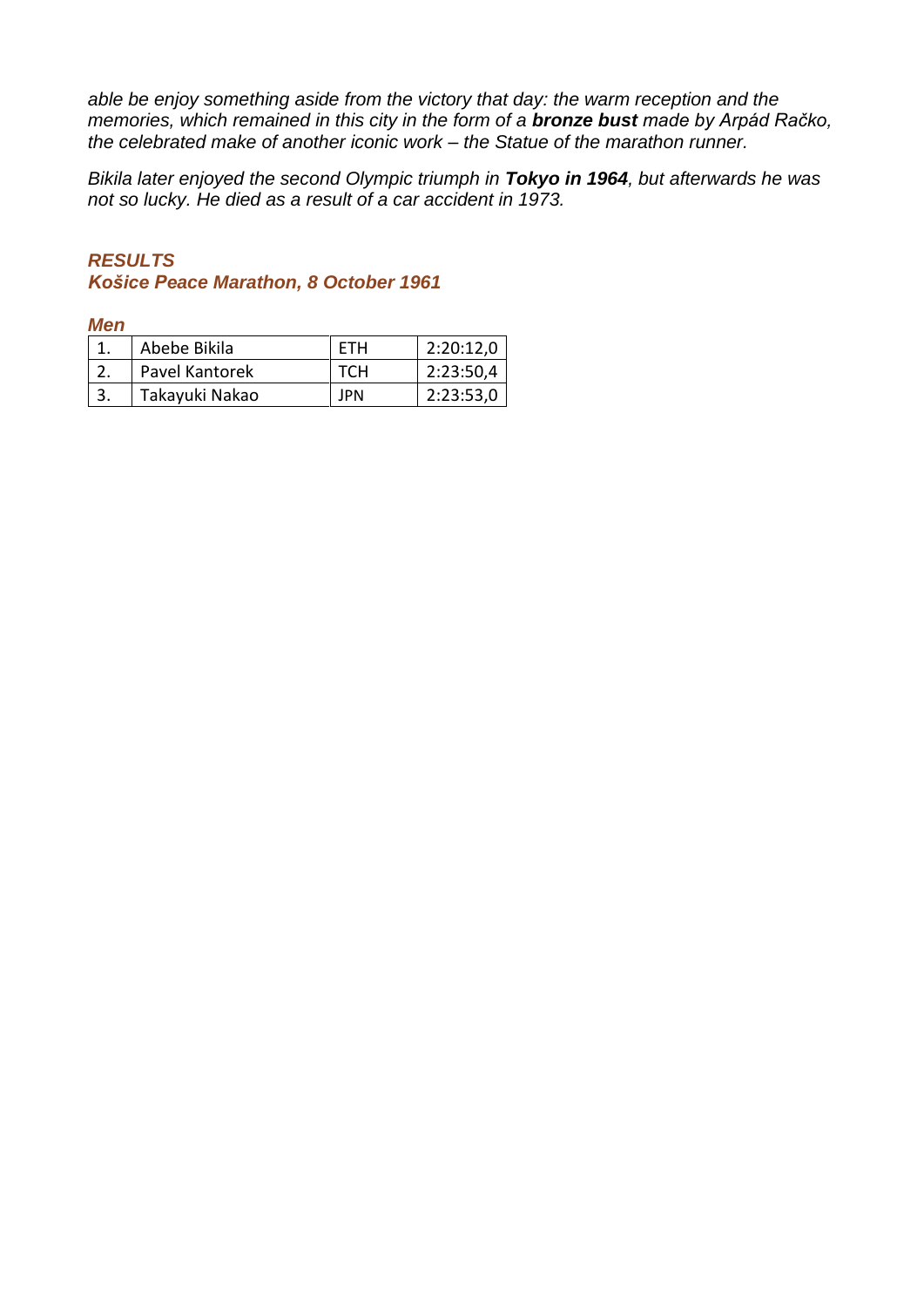*able be enjoy something aside from the victory that day: the warm reception and the memories, which remained in this city in the form of a **bronze bust** made by Arpád Račko, the celebrated make of another iconic work – the Statue of the marathon runner.*

*Bikila later enjoyed the second Olympic triumph in **Tokyo in 1964**, but afterwards he was not so lucky. He died as a result of a car accident in 1973.*

### ***RESULTS***
### ***Košice Peace Marathon, 8 October 1961***

***Men***

| | | | |
|---|---|---|---|
| 1. | Abebe Bikila | ETH | 2:20:12,0 |
| 2. | Pavel Kantorek | TCH | 2:23:50,4 |
| 3. | Takayuki Nakao | JPN | 2:23:53,0 |